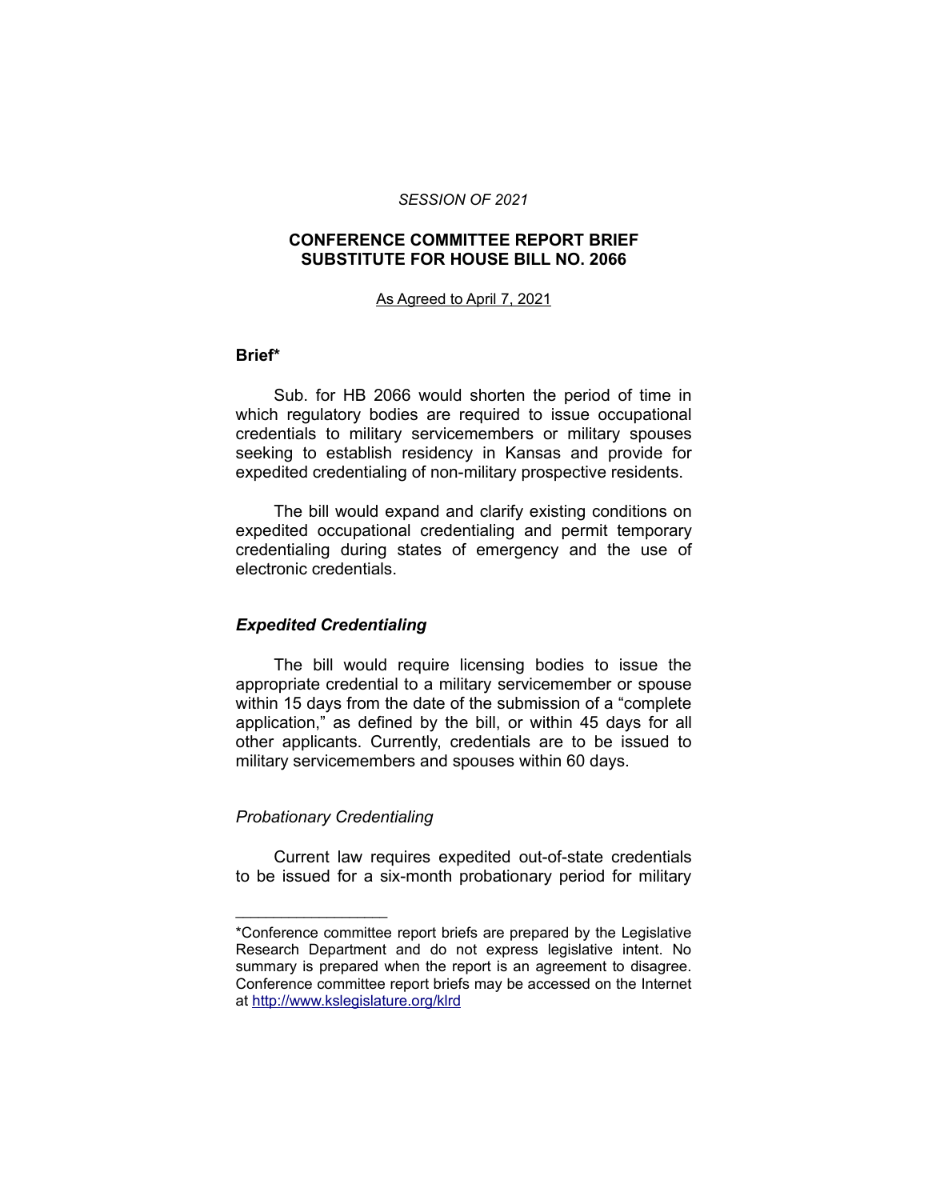*SESSION OF 2021*

## CONFERENCE COMMITTEE REPORT BRIEF SUBSTITUTE FOR HOUSE BILL NO. 2066

As Agreed to April 7, 2021

### Brief*

Sub. for HB 2066 would shorten the period of time in which regulatory bodies are required to issue occupational credentials to military servicemembers or military spouses seeking to establish residency in Kansas and provide for expedited credentialing of non-military prospective residents.

The bill would expand and clarify existing conditions on expedited occupational credentialing and permit temporary credentialing during states of emergency and the use of electronic credentials.

### *Expedited Credentialing*

The bill would require licensing bodies to issue the appropriate credential to a military servicemember or spouse within 15 days from the date of the submission of a "complete application," as defined by the bill, or within 45 days for all other applicants. Currently, credentials are to be issued to military servicemembers and spouses within 60 days.

#### *Probationary Credentialing*

Current law requires expedited out-of-state credentials to be issued for a six-month probationary period for military

---

*Conference committee report briefs are prepared by the Legislative Research Department and do not express legislative intent. No summary is prepared when the report is an agreement to disagree. Conference committee report briefs may be accessed on the Internet at http://www.kslegislature.org/klrd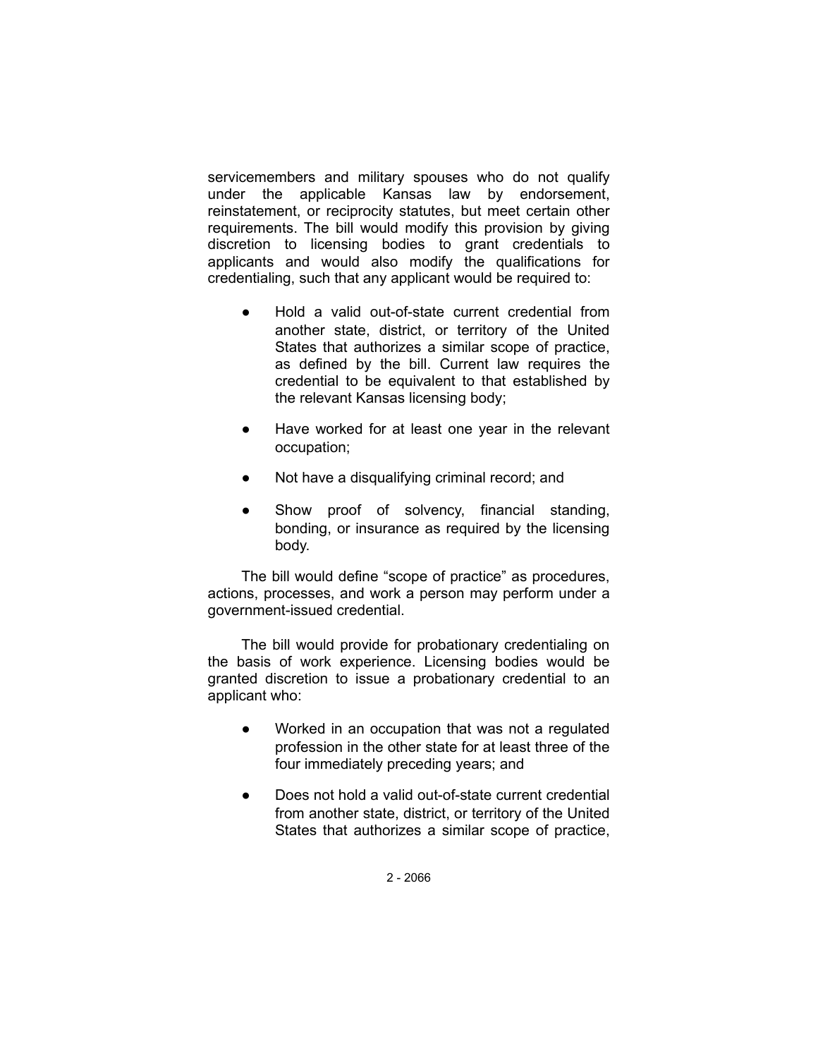servicemembers and military spouses who do not qualify under the applicable Kansas law by endorsement, reinstatement, or reciprocity statutes, but meet certain other requirements. The bill would modify this provision by giving discretion to licensing bodies to grant credentials to applicants and would also modify the qualifications for credentialing, such that any applicant would be required to:

- Hold a valid out-of-state current credential from another state, district, or territory of the United States that authorizes a similar scope of practice, as defined by the bill. Current law requires the credential to be equivalent to that established by the relevant Kansas licensing body;
- Have worked for at least one year in the relevant occupation;
- Not have a disqualifying criminal record; and
- Show proof of solvency, financial standing, bonding, or insurance as required by the licensing body.

The bill would define "scope of practice" as procedures, actions, processes, and work a person may perform under a government-issued credential.

The bill would provide for probationary credentialing on the basis of work experience. Licensing bodies would be granted discretion to issue a probationary credential to an applicant who:

- Worked in an occupation that was not a regulated profession in the other state for at least three of the four immediately preceding years; and
- Does not hold a valid out-of-state current credential from another state, district, or territory of the United States that authorizes a similar scope of practice,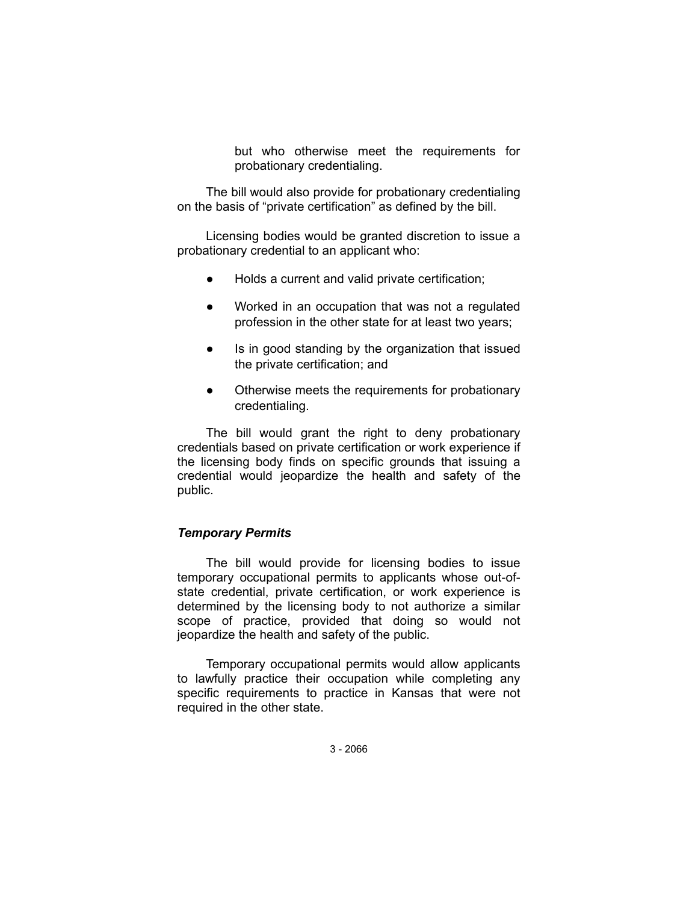but who otherwise meet the requirements for probationary credentialing.

The bill would also provide for probationary credentialing on the basis of "private certification" as defined by the bill.

Licensing bodies would be granted discretion to issue a probationary credential to an applicant who:

- Holds a current and valid private certification;
- Worked in an occupation that was not a regulated profession in the other state for at least two years;
- Is in good standing by the organization that issued the private certification; and
- Otherwise meets the requirements for probationary credentialing.

The bill would grant the right to deny probationary credentials based on private certification or work experience if the licensing body finds on specific grounds that issuing a credential would jeopardize the health and safety of the public.

### *Temporary Permits*

The bill would provide for licensing bodies to issue temporary occupational permits to applicants whose out-of-state credential, private certification, or work experience is determined by the licensing body to not authorize a similar scope of practice, provided that doing so would not jeopardize the health and safety of the public.

Temporary occupational permits would allow applicants to lawfully practice their occupation while completing any specific requirements to practice in Kansas that were not required in the other state.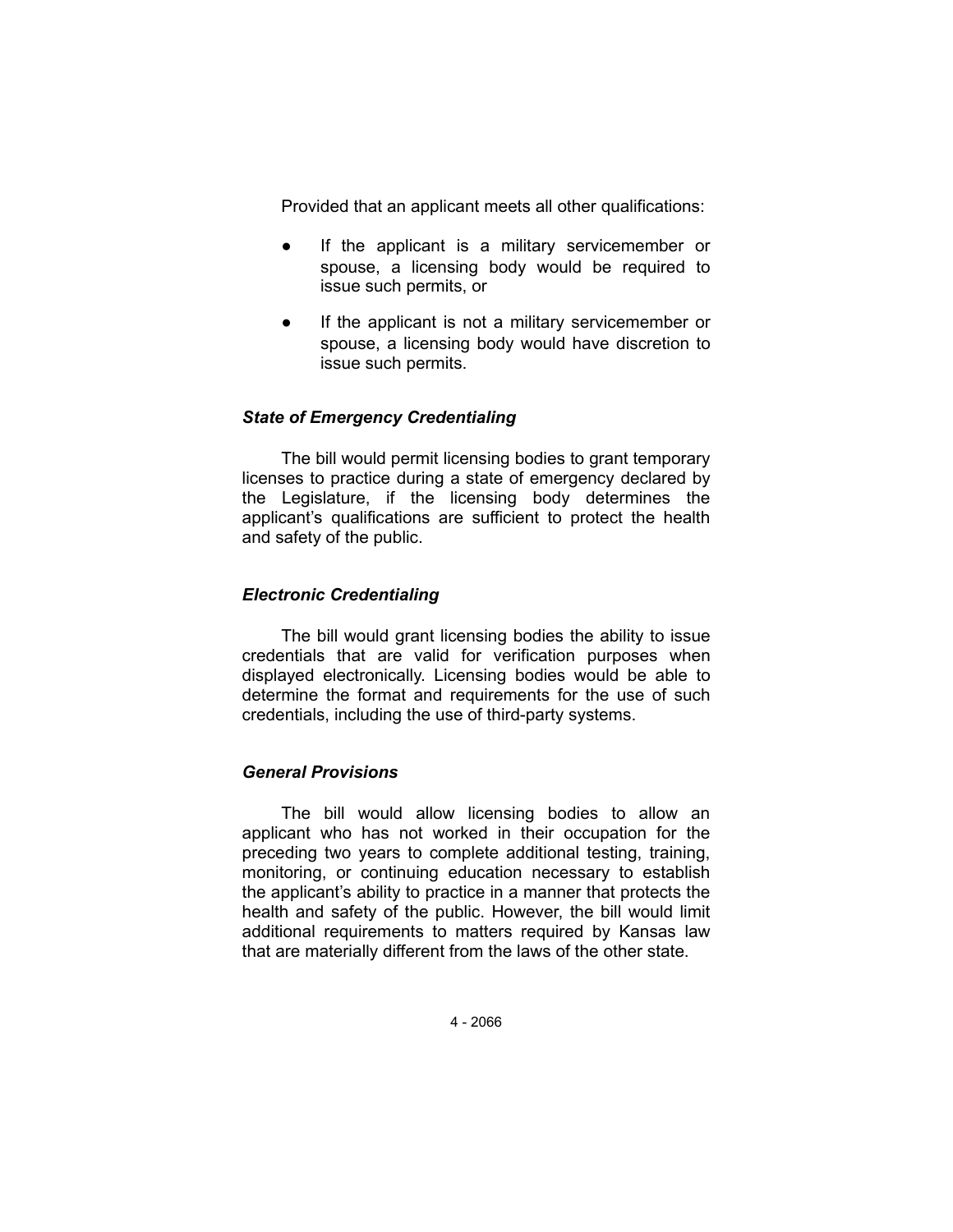Provided that an applicant meets all other qualifications:

- If the applicant is a military servicemember or spouse, a licensing body would be required to issue such permits, or
- If the applicant is not a military servicemember or spouse, a licensing body would have discretion to issue such permits.

### *State of Emergency Credentialing*

The bill would permit licensing bodies to grant temporary licenses to practice during a state of emergency declared by the Legislature, if the licensing body determines the applicant's qualifications are sufficient to protect the health and safety of the public.

### *Electronic Credentialing*

The bill would grant licensing bodies the ability to issue credentials that are valid for verification purposes when displayed electronically. Licensing bodies would be able to determine the format and requirements for the use of such credentials, including the use of third-party systems.

### *General Provisions*

The bill would allow licensing bodies to allow an applicant who has not worked in their occupation for the preceding two years to complete additional testing, training, monitoring, or continuing education necessary to establish the applicant's ability to practice in a manner that protects the health and safety of the public. However, the bill would limit additional requirements to matters required by Kansas law that are materially different from the laws of the other state.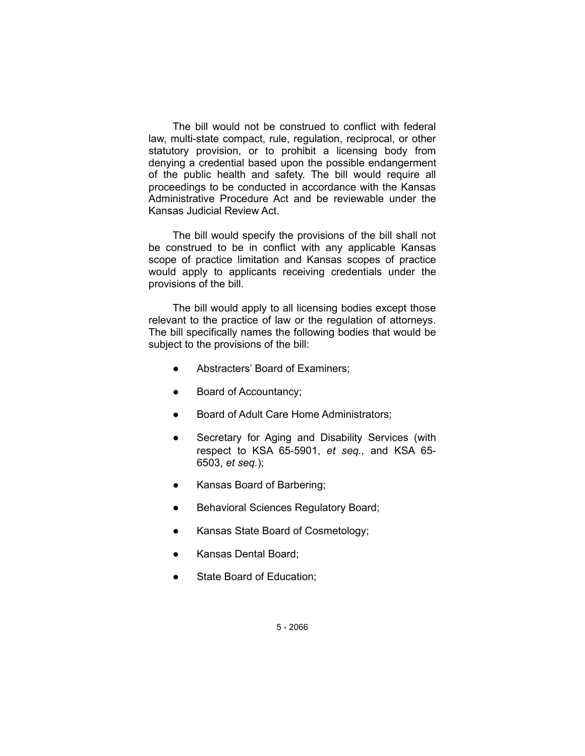The bill would not be construed to conflict with federal law, multi-state compact, rule, regulation, reciprocal, or other statutory provision, or to prohibit a licensing body from denying a credential based upon the possible endangerment of the public health and safety. The bill would require all proceedings to be conducted in accordance with the Kansas Administrative Procedure Act and be reviewable under the Kansas Judicial Review Act.

The bill would specify the provisions of the bill shall not be construed to be in conflict with any applicable Kansas scope of practice limitation and Kansas scopes of practice would apply to applicants receiving credentials under the provisions of the bill.

The bill would apply to all licensing bodies except those relevant to the practice of law or the regulation of attorneys. The bill specifically names the following bodies that would be subject to the provisions of the bill:

- Abstracters' Board of Examiners;
- Board of Accountancy;
- Board of Adult Care Home Administrators;
- Secretary for Aging and Disability Services (with respect to KSA 65-5901, *et seq.,* and KSA 65-6503, *et seq.*);
- Kansas Board of Barbering;
- Behavioral Sciences Regulatory Board;
- Kansas State Board of Cosmetology;
- Kansas Dental Board;
- State Board of Education;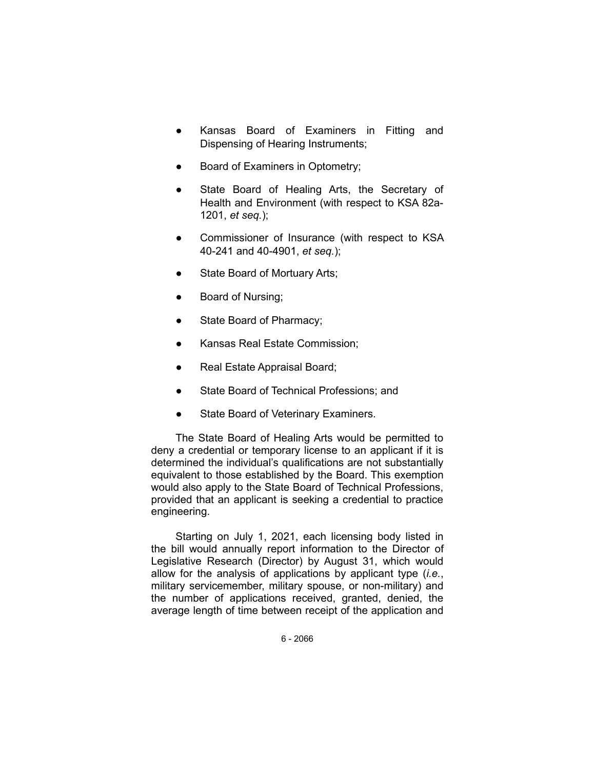- Kansas Board of Examiners in Fitting and Dispensing of Hearing Instruments;
- Board of Examiners in Optometry;
- State Board of Healing Arts, the Secretary of Health and Environment (with respect to KSA 82a-1201, *et seq.*);
- Commissioner of Insurance (with respect to KSA 40-241 and 40-4901, *et seq.*);
- State Board of Mortuary Arts;
- Board of Nursing;
- State Board of Pharmacy;
- Kansas Real Estate Commission;
- Real Estate Appraisal Board;
- State Board of Technical Professions; and
- State Board of Veterinary Examiners.

The State Board of Healing Arts would be permitted to deny a credential or temporary license to an applicant if it is determined the individual's qualifications are not substantially equivalent to those established by the Board. This exemption would also apply to the State Board of Technical Professions, provided that an applicant is seeking a credential to practice engineering.

Starting on July 1, 2021, each licensing body listed in the bill would annually report information to the Director of Legislative Research (Director) by August 31, which would allow for the analysis of applications by applicant type (*i.e.*, military servicemember, military spouse, or non-military) and the number of applications received, granted, denied, the average length of time between receipt of the application and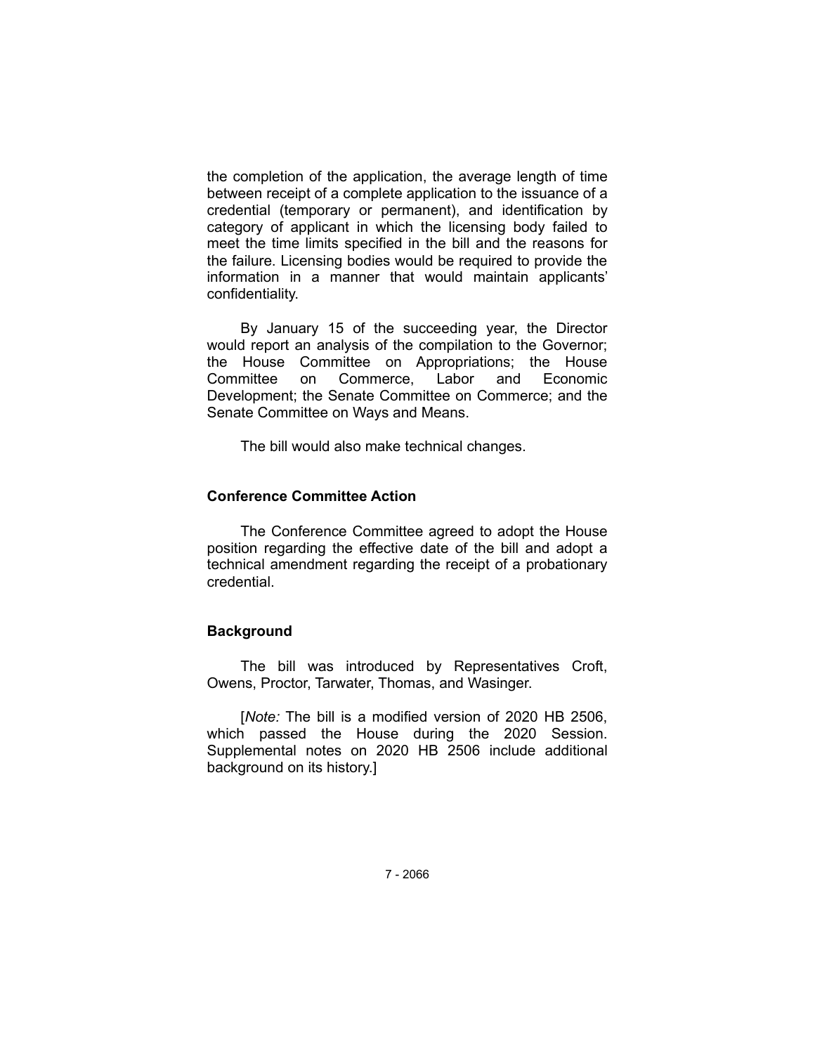the completion of the application, the average length of time between receipt of a complete application to the issuance of a credential (temporary or permanent), and identification by category of applicant in which the licensing body failed to meet the time limits specified in the bill and the reasons for the failure. Licensing bodies would be required to provide the information in a manner that would maintain applicants' confidentiality.

By January 15 of the succeeding year, the Director would report an analysis of the compilation to the Governor; the House Committee on Appropriations; the House Committee on Commerce, Labor and Economic Development; the Senate Committee on Commerce; and the Senate Committee on Ways and Means.

The bill would also make technical changes.

### Conference Committee Action

The Conference Committee agreed to adopt the House position regarding the effective date of the bill and adopt a technical amendment regarding the receipt of a probationary credential.

### Background

The bill was introduced by Representatives Croft, Owens, Proctor, Tarwater, Thomas, and Wasinger.

[*Note:* The bill is a modified version of 2020 HB 2506, which passed the House during the 2020 Session. Supplemental notes on 2020 HB 2506 include additional background on its history.]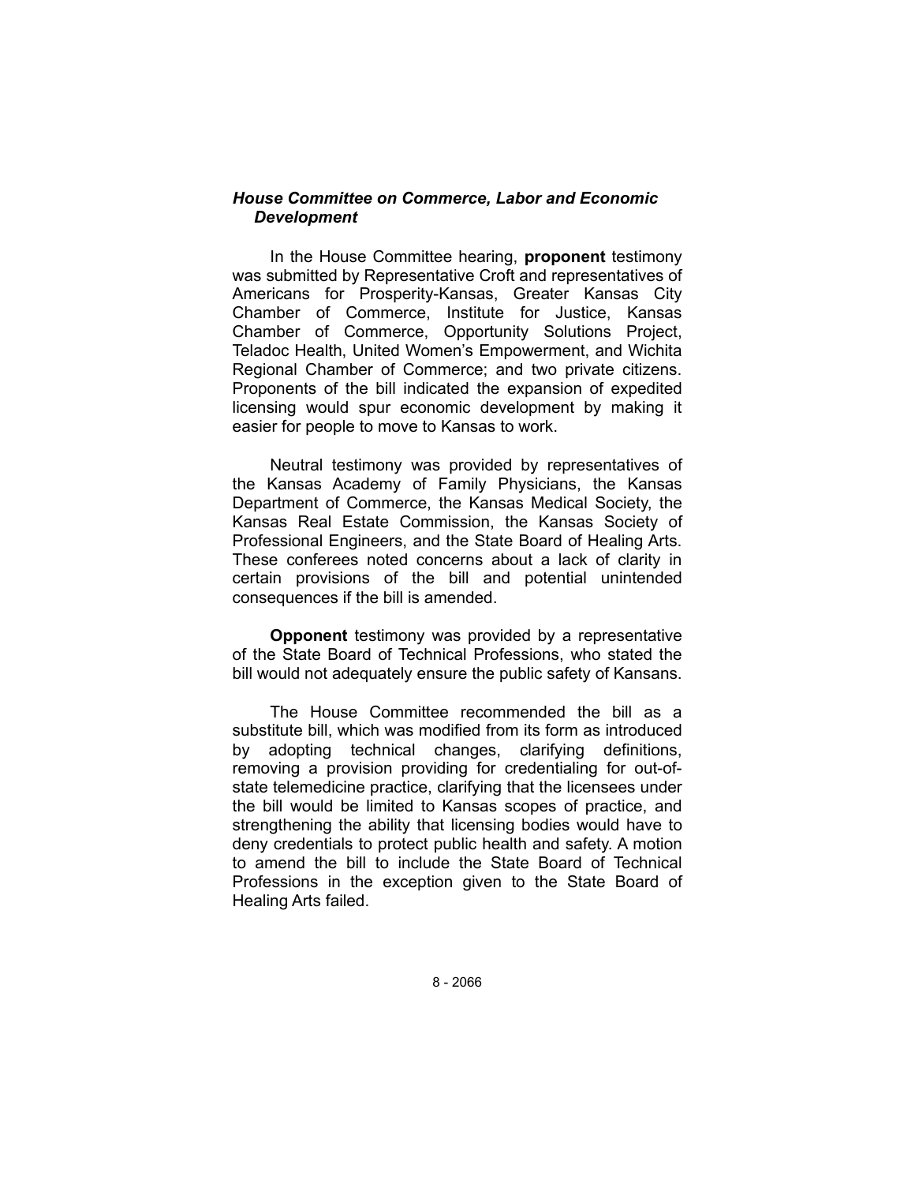### *House Committee on Commerce, Labor and Economic Development*

In the House Committee hearing, **proponent** testimony was submitted by Representative Croft and representatives of Americans for Prosperity-Kansas, Greater Kansas City Chamber of Commerce, Institute for Justice, Kansas Chamber of Commerce, Opportunity Solutions Project, Teladoc Health, United Women's Empowerment, and Wichita Regional Chamber of Commerce; and two private citizens. Proponents of the bill indicated the expansion of expedited licensing would spur economic development by making it easier for people to move to Kansas to work.

Neutral testimony was provided by representatives of the Kansas Academy of Family Physicians, the Kansas Department of Commerce, the Kansas Medical Society, the Kansas Real Estate Commission, the Kansas Society of Professional Engineers, and the State Board of Healing Arts. These conferees noted concerns about a lack of clarity in certain provisions of the bill and potential unintended consequences if the bill is amended.

**Opponent** testimony was provided by a representative of the State Board of Technical Professions, who stated the bill would not adequately ensure the public safety of Kansans.

The House Committee recommended the bill as a substitute bill, which was modified from its form as introduced by adopting technical changes, clarifying definitions, removing a provision providing for credentialing for out-of-state telemedicine practice, clarifying that the licensees under the bill would be limited to Kansas scopes of practice, and strengthening the ability that licensing bodies would have to deny credentials to protect public health and safety. A motion to amend the bill to include the State Board of Technical Professions in the exception given to the State Board of Healing Arts failed.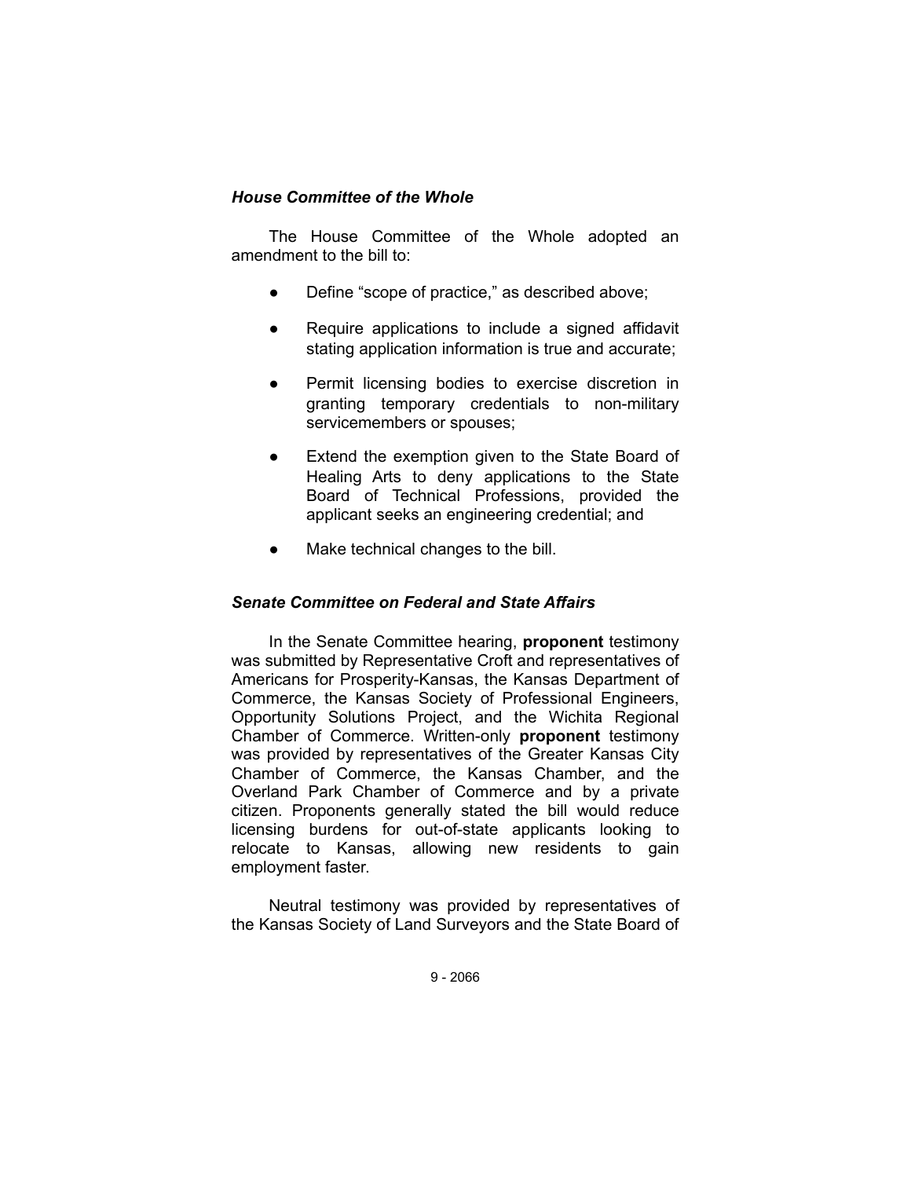### *House Committee of the Whole*

The House Committee of the Whole adopted an amendment to the bill to:

- Define "scope of practice," as described above;
- Require applications to include a signed affidavit stating application information is true and accurate;
- Permit licensing bodies to exercise discretion in granting temporary credentials to non-military servicemembers or spouses;
- Extend the exemption given to the State Board of Healing Arts to deny applications to the State Board of Technical Professions, provided the applicant seeks an engineering credential; and
- Make technical changes to the bill.

### *Senate Committee on Federal and State Affairs*

In the Senate Committee hearing, **proponent** testimony was submitted by Representative Croft and representatives of Americans for Prosperity-Kansas, the Kansas Department of Commerce, the Kansas Society of Professional Engineers, Opportunity Solutions Project, and the Wichita Regional Chamber of Commerce. Written-only **proponent** testimony was provided by representatives of the Greater Kansas City Chamber of Commerce, the Kansas Chamber, and the Overland Park Chamber of Commerce and by a private citizen. Proponents generally stated the bill would reduce licensing burdens for out-of-state applicants looking to relocate to Kansas, allowing new residents to gain employment faster.

Neutral testimony was provided by representatives of the Kansas Society of Land Surveyors and the State Board of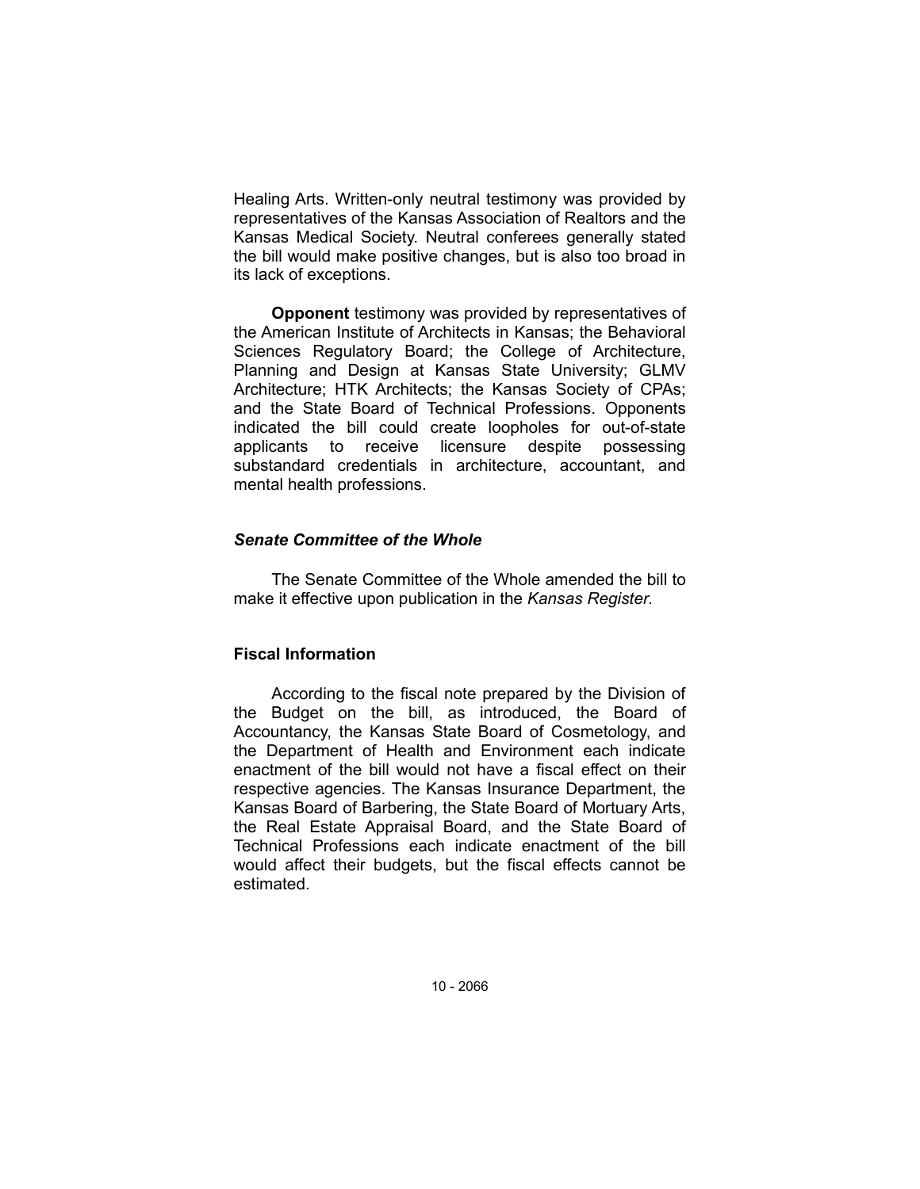Healing Arts. Written-only neutral testimony was provided by representatives of the Kansas Association of Realtors and the Kansas Medical Society. Neutral conferees generally stated the bill would make positive changes, but is also too broad in its lack of exceptions.

**Opponent** testimony was provided by representatives of the American Institute of Architects in Kansas; the Behavioral Sciences Regulatory Board; the College of Architecture, Planning and Design at Kansas State University; GLMV Architecture; HTK Architects; the Kansas Society of CPAs; and the State Board of Technical Professions. Opponents indicated the bill could create loopholes for out-of-state applicants to receive licensure despite possessing substandard credentials in architecture, accountant, and mental health professions.

### *Senate Committee of the Whole*

The Senate Committee of the Whole amended the bill to make it effective upon publication in the *Kansas Register*.

### Fiscal Information

According to the fiscal note prepared by the Division of the Budget on the bill, as introduced, the Board of Accountancy, the Kansas State Board of Cosmetology, and the Department of Health and Environment each indicate enactment of the bill would not have a fiscal effect on their respective agencies. The Kansas Insurance Department, the Kansas Board of Barbering, the State Board of Mortuary Arts, the Real Estate Appraisal Board, and the State Board of Technical Professions each indicate enactment of the bill would affect their budgets, but the fiscal effects cannot be estimated.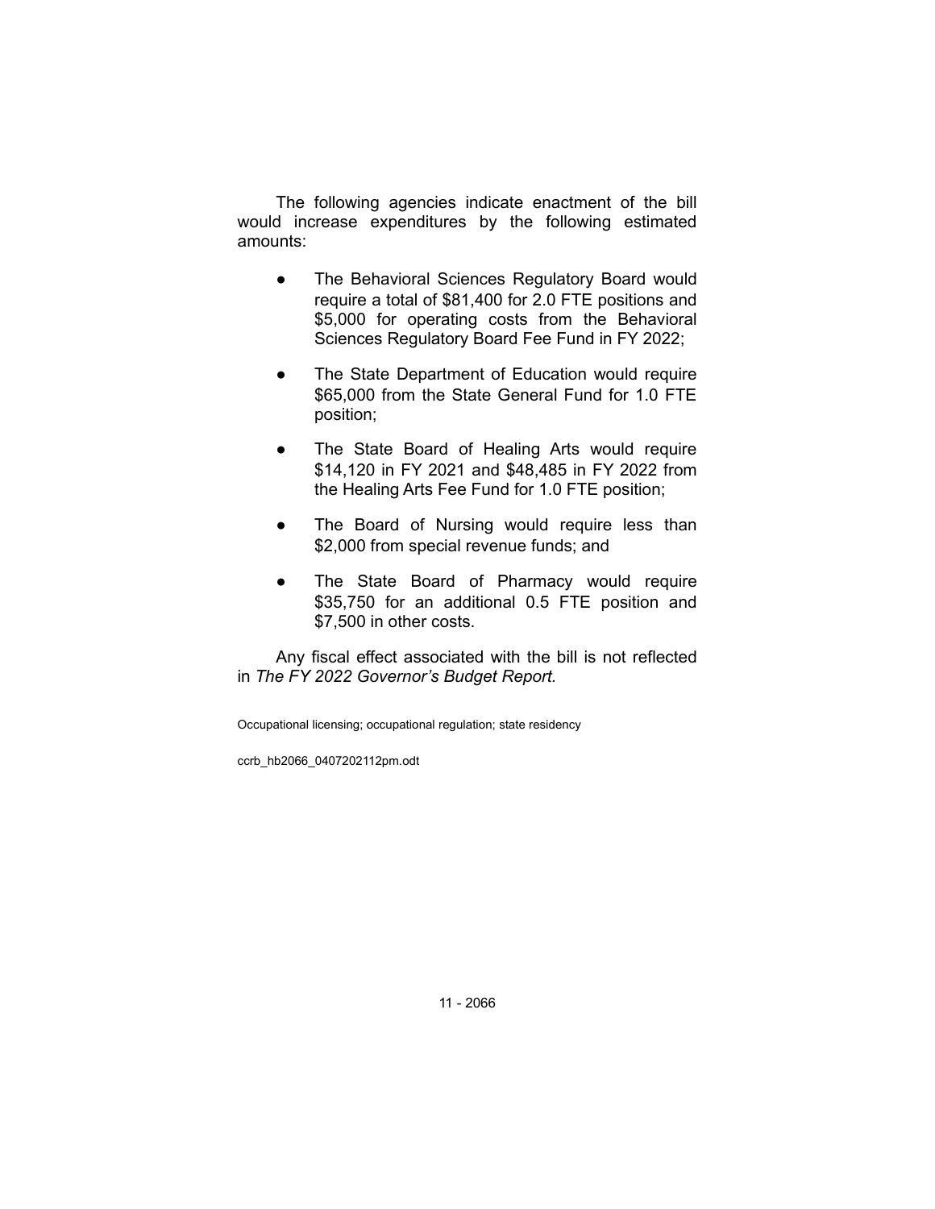The following agencies indicate enactment of the bill would increase expenditures by the following estimated amounts:

- The Behavioral Sciences Regulatory Board would require a total of $81,400 for 2.0 FTE positions and $5,000 for operating costs from the Behavioral Sciences Regulatory Board Fee Fund in FY 2022;
- The State Department of Education would require $65,000 from the State General Fund for 1.0 FTE position;
- The State Board of Healing Arts would require $14,120 in FY 2021 and $48,485 in FY 2022 from the Healing Arts Fee Fund for 1.0 FTE position;
- The Board of Nursing would require less than $2,000 from special revenue funds; and
- The State Board of Pharmacy would require $35,750 for an additional 0.5 FTE position and $7,500 in other costs.

Any fiscal effect associated with the bill is not reflected in *The FY 2022 Governor's Budget Report.*

Occupational licensing; occupational regulation; state residency

ccrb_hb2066_0407202112pm.odt